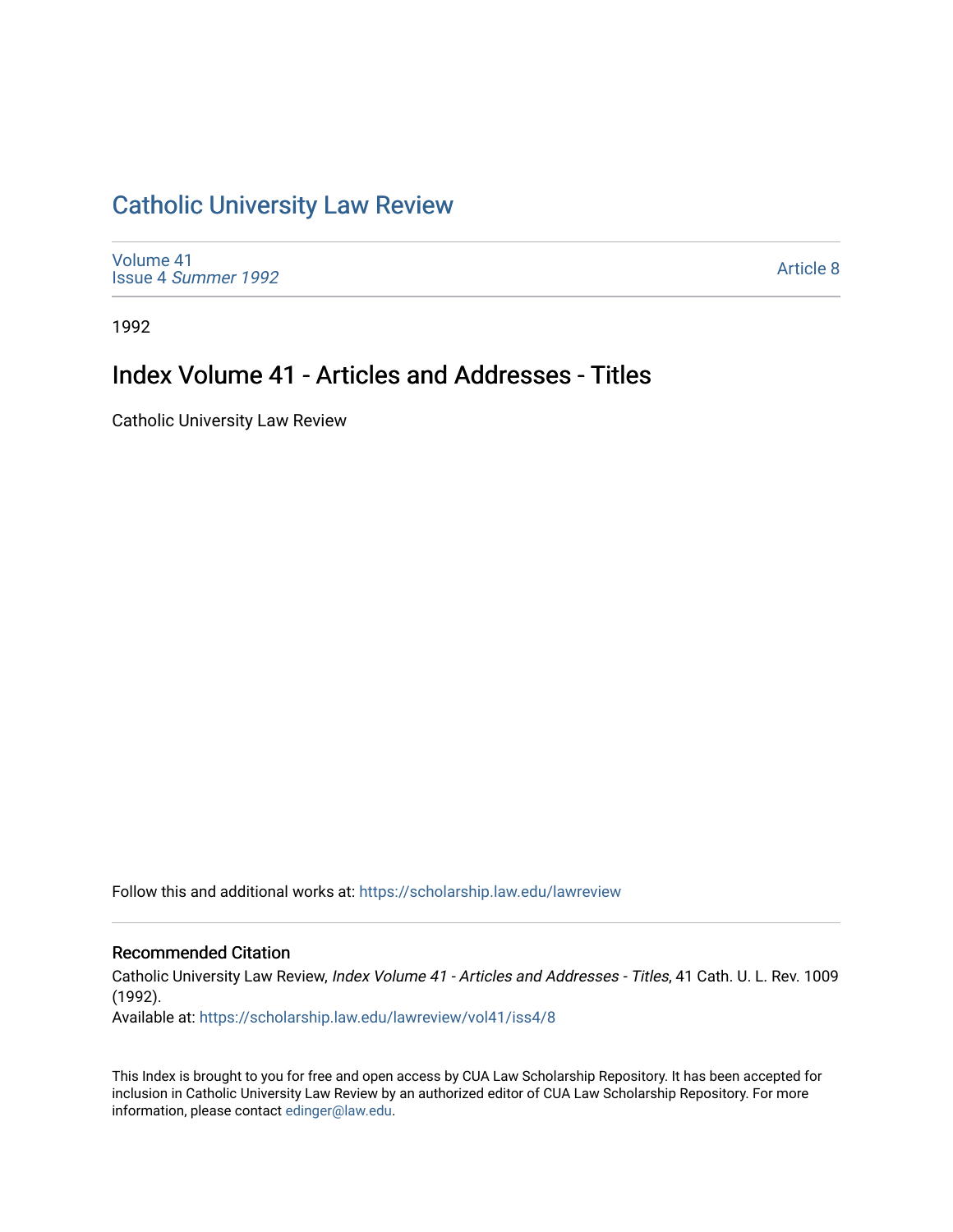# Catholic University Law Review

Volume 41
Issue 4 *Summer 1992*

Article 8

1992

## Index Volume 41 - Articles and Addresses - Titles

Catholic University Law Review

Follow this and additional works at: https://scholarship.law.edu/lawreview

### Recommended Citation

Catholic University Law Review, *Index Volume 41 - Articles and Addresses - Titles*, 41 Cath. U. L. Rev. 1009 (1992).
Available at: https://scholarship.law.edu/lawreview/vol41/iss4/8

This Index is brought to you for free and open access by CUA Law Scholarship Repository. It has been accepted for inclusion in Catholic University Law Review by an authorized editor of CUA Law Scholarship Repository. For more information, please contact edinger@law.edu.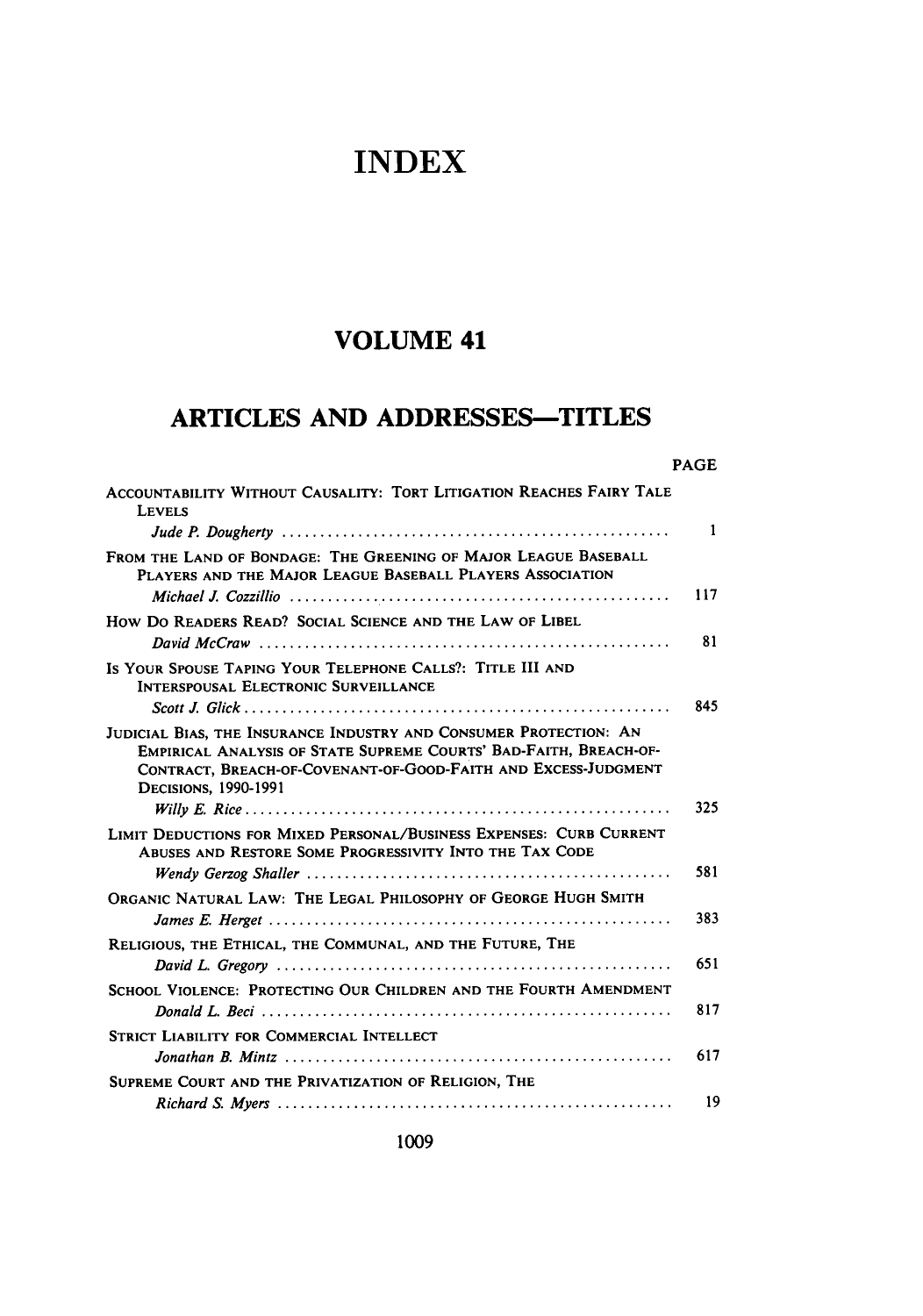# INDEX

# VOLUME 41

## ARTICLES AND ADDRESSES—TITLES

PAGE

ACCOUNTABILITY WITHOUT CAUSALITY: TORT LITIGATION REACHES FAIRY TALE LEVELS
*Jude P. Dougherty* .................................................. 1

FROM THE LAND OF BONDAGE: THE GREENING OF MAJOR LEAGUE BASEBALL PLAYERS AND THE MAJOR LEAGUE BASEBALL PLAYERS ASSOCIATION
*Michael J. Cozzillio* .................................................. 117

HOW DO READERS READ? SOCIAL SCIENCE AND THE LAW OF LIBEL
*David McCraw* .................................................. 81

IS YOUR SPOUSE TAPING YOUR TELEPHONE CALLS?: TITLE III AND INTERSPOUSAL ELECTRONIC SURVEILLANCE
*Scott J. Glick* .................................................. 845

JUDICIAL BIAS, THE INSURANCE INDUSTRY AND CONSUMER PROTECTION: AN EMPIRICAL ANALYSIS OF STATE SUPREME COURTS' BAD-FAITH, BREACH-OF-CONTRACT, BREACH-OF-COVENANT-OF-GOOD-FAITH AND EXCESS-JUDGMENT DECISIONS, 1990-1991
*Willy E. Rice* .................................................. 325

LIMIT DEDUCTIONS FOR MIXED PERSONAL/BUSINESS EXPENSES: CURB CURRENT ABUSES AND RESTORE SOME PROGRESSIVITY INTO THE TAX CODE
*Wendy Gerzog Shaller* .................................................. 581

ORGANIC NATURAL LAW: THE LEGAL PHILOSOPHY OF GEORGE HUGH SMITH
*James E. Herget* .................................................. 383

RELIGIOUS, THE ETHICAL, THE COMMUNAL, AND THE FUTURE, THE
*David L. Gregory* .................................................. 651

SCHOOL VIOLENCE: PROTECTING OUR CHILDREN AND THE FOURTH AMENDMENT
*Donald L. Beci* .................................................. 817

STRICT LIABILITY FOR COMMERCIAL INTELLECT
*Jonathan B. Mintz* .................................................. 617

SUPREME COURT AND THE PRIVATIZATION OF RELIGION, THE
*Richard S. Myers* .................................................. 19